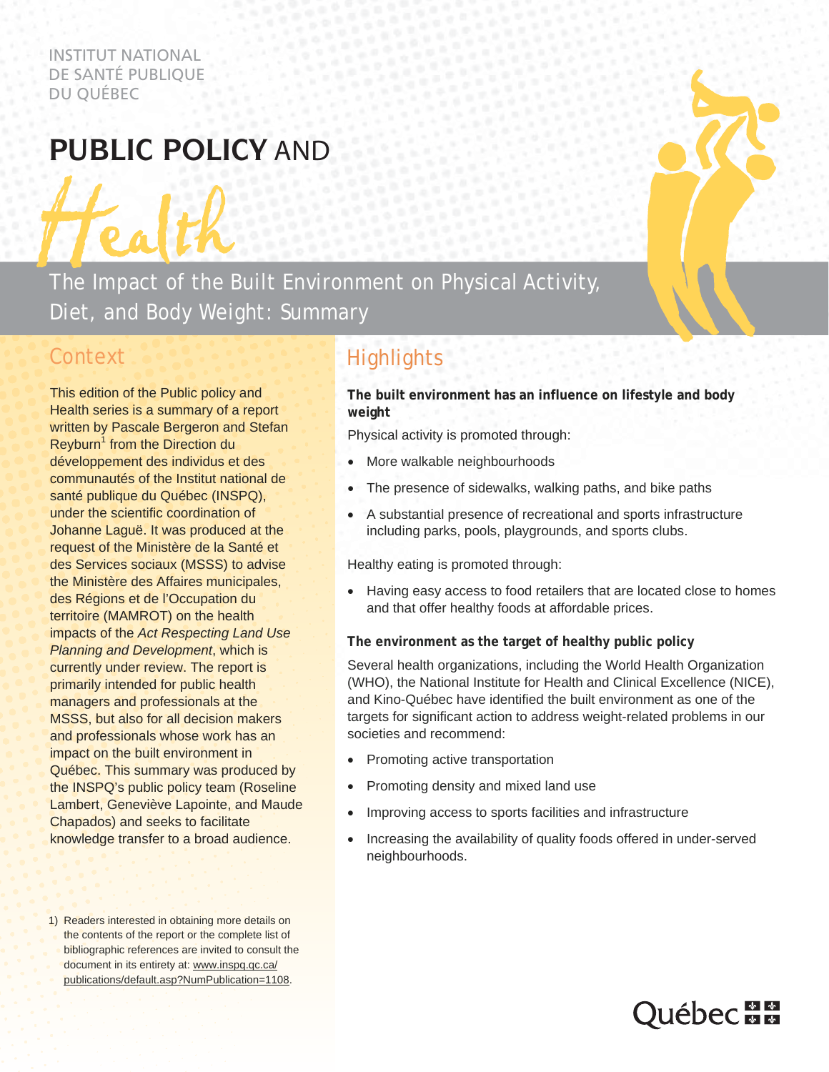INSTITUT NATIONAL
DE SANTÉ PUBLIQUE
DU QUÉBEC

# PUBLIC POLICY AND Health

## The Impact of the Built Environment on Physical Activity, Diet, and Body Weight: Summary

## Context

This edition of the Public policy and Health series is a summary of a report written by Pascale Bergeron and Stefan Reyburn[1] from the Direction du développement des individus et des communautés of the Institut national de santé publique du Québec (INSPQ), under the scientific coordination of Johanne Laguë. It was produced at the request of the Ministère de la Santé et des Services sociaux (MSSS) to advise the Ministère des Affaires municipales, des Régions et de l'Occupation du territoire (MAMROT) on the health impacts of the *Act Respecting Land Use Planning and Development*, which is currently under review. The report is primarily intended for public health managers and professionals at the MSSS, but also for all decision makers and professionals whose work has an impact on the built environment in Québec. This summary was produced by the INSPQ's public policy team (Roseline Lambert, Geneviève Lapointe, and Maude Chapados) and seeks to facilitate knowledge transfer to a broad audience.

1) Readers interested in obtaining more details on the contents of the report or the complete list of bibliographic references are invited to consult the document in its entirety at: www.inspq.qc.ca/publications/default.asp?NumPublication=1108.

## Highlights

**The built environment has an influence on lifestyle and body weight**

Physical activity is promoted through:

- More walkable neighbourhoods
- The presence of sidewalks, walking paths, and bike paths
- A substantial presence of recreational and sports infrastructure including parks, pools, playgrounds, and sports clubs.

Healthy eating is promoted through:

- Having easy access to food retailers that are located close to homes and that offer healthy foods at affordable prices.

**The environment as the target of healthy public policy**

Several health organizations, including the World Health Organization (WHO), the National Institute for Health and Clinical Excellence (NICE), and Kino-Québec have identified the built environment as one of the targets for significant action to address weight-related problems in our societies and recommend:

- Promoting active transportation
- Promoting density and mixed land use
- Improving access to sports facilities and infrastructure
- Increasing the availability of quality foods offered in under-served neighbourhoods.

Québec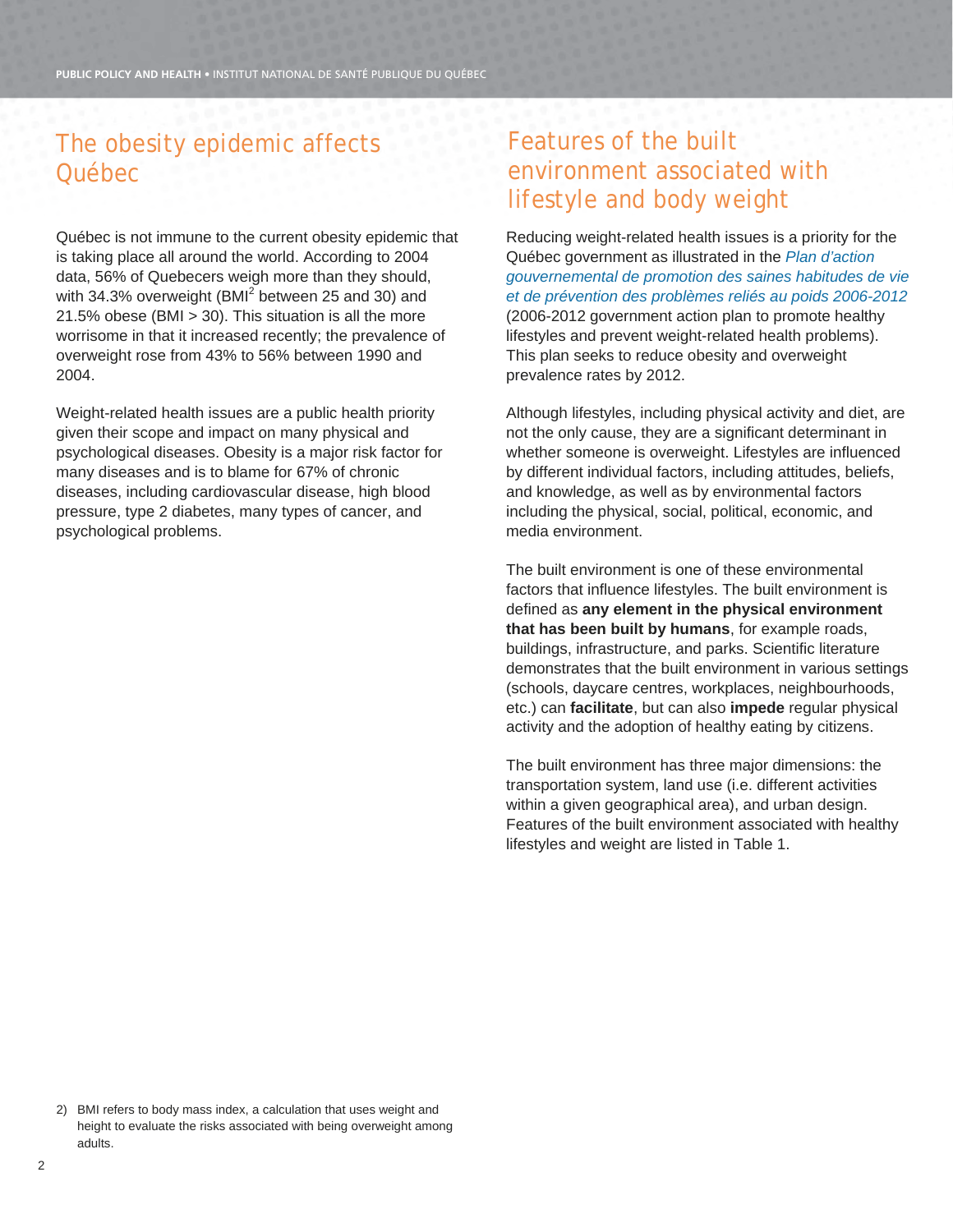## The obesity epidemic affects Québec

Québec is not immune to the current obesity epidemic that is taking place all around the world. According to 2004 data, 56% of Quebecers weigh more than they should, with 34.3% overweight (BMI[2] between 25 and 30) and 21.5% obese (BMI > 30). This situation is all the more worrisome in that it increased recently; the prevalence of overweight rose from 43% to 56% between 1990 and 2004.

Weight-related health issues are a public health priority given their scope and impact on many physical and psychological diseases. Obesity is a major risk factor for many diseases and is to blame for 67% of chronic diseases, including cardiovascular disease, high blood pressure, type 2 diabetes, many types of cancer, and psychological problems.

## Features of the built environment associated with lifestyle and body weight

Reducing weight-related health issues is a priority for the Québec government as illustrated in the *Plan d'action gouvernemental de promotion des saines habitudes de vie et de prévention des problèmes reliés au poids 2006-2012* (2006-2012 government action plan to promote healthy lifestyles and prevent weight-related health problems). This plan seeks to reduce obesity and overweight prevalence rates by 2012.

Although lifestyles, including physical activity and diet, are not the only cause, they are a significant determinant in whether someone is overweight. Lifestyles are influenced by different individual factors, including attitudes, beliefs, and knowledge, as well as by environmental factors including the physical, social, political, economic, and media environment.

The built environment is one of these environmental factors that influence lifestyles. The built environment is defined as **any element in the physical environment that has been built by humans**, for example roads, buildings, infrastructure, and parks. Scientific literature demonstrates that the built environment in various settings (schools, daycare centres, workplaces, neighbourhoods, etc.) can **facilitate**, but can also **impede** regular physical activity and the adoption of healthy eating by citizens.

The built environment has three major dimensions: the transportation system, land use (i.e. different activities within a given geographical area), and urban design. Features of the built environment associated with healthy lifestyles and weight are listed in Table 1.

2) BMI refers to body mass index, a calculation that uses weight and height to evaluate the risks associated with being overweight among adults.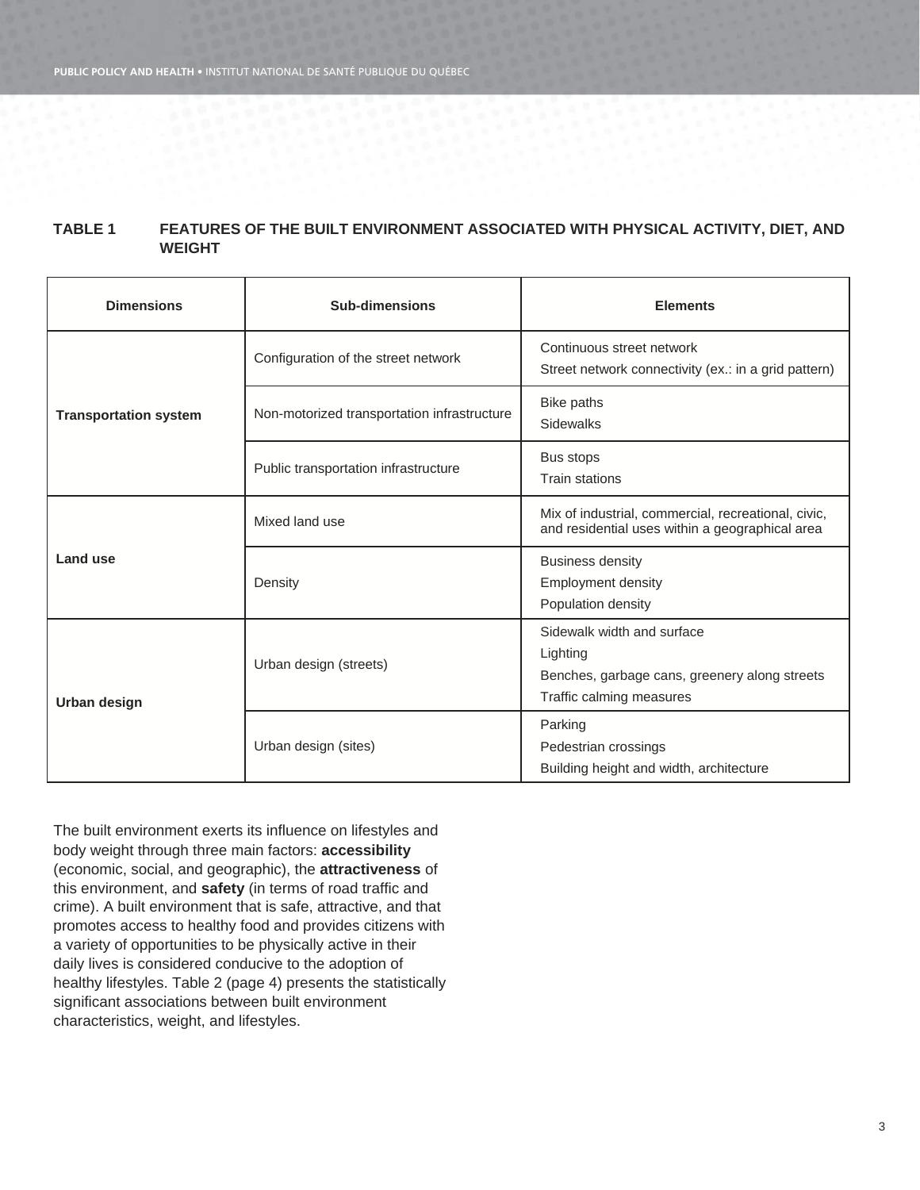**TABLE 1 FEATURES OF THE BUILT ENVIRONMENT ASSOCIATED WITH PHYSICAL ACTIVITY, DIET, AND WEIGHT**

| Dimensions | Sub-dimensions | Elements |
|---|---|---|
| **Transportation system** | Configuration of the street network | Continuous street network<br>Street network connectivity (ex.: in a grid pattern) |
| | Non-motorized transportation infrastructure | Bike paths<br>Sidewalks |
| | Public transportation infrastructure | Bus stops<br>Train stations |
| **Land use** | Mixed land use | Mix of industrial, commercial, recreational, civic, and residential uses within a geographical area |
| | Density | Business density<br>Employment density<br>Population density |
| **Urban design** | Urban design (streets) | Sidewalk width and surface<br>Lighting<br>Benches, garbage cans, greenery along streets<br>Traffic calming measures |
| | Urban design (sites) | Parking<br>Pedestrian crossings<br>Building height and width, architecture |

The built environment exerts its influence on lifestyles and body weight through three main factors: **accessibility** (economic, social, and geographic), the **attractiveness** of this environment, and **safety** (in terms of road traffic and crime). A built environment that is safe, attractive, and that promotes access to healthy food and provides citizens with a variety of opportunities to be physically active in their daily lives is considered conducive to the adoption of healthy lifestyles. Table 2 (page 4) presents the statistically significant associations between built environment characteristics, weight, and lifestyles.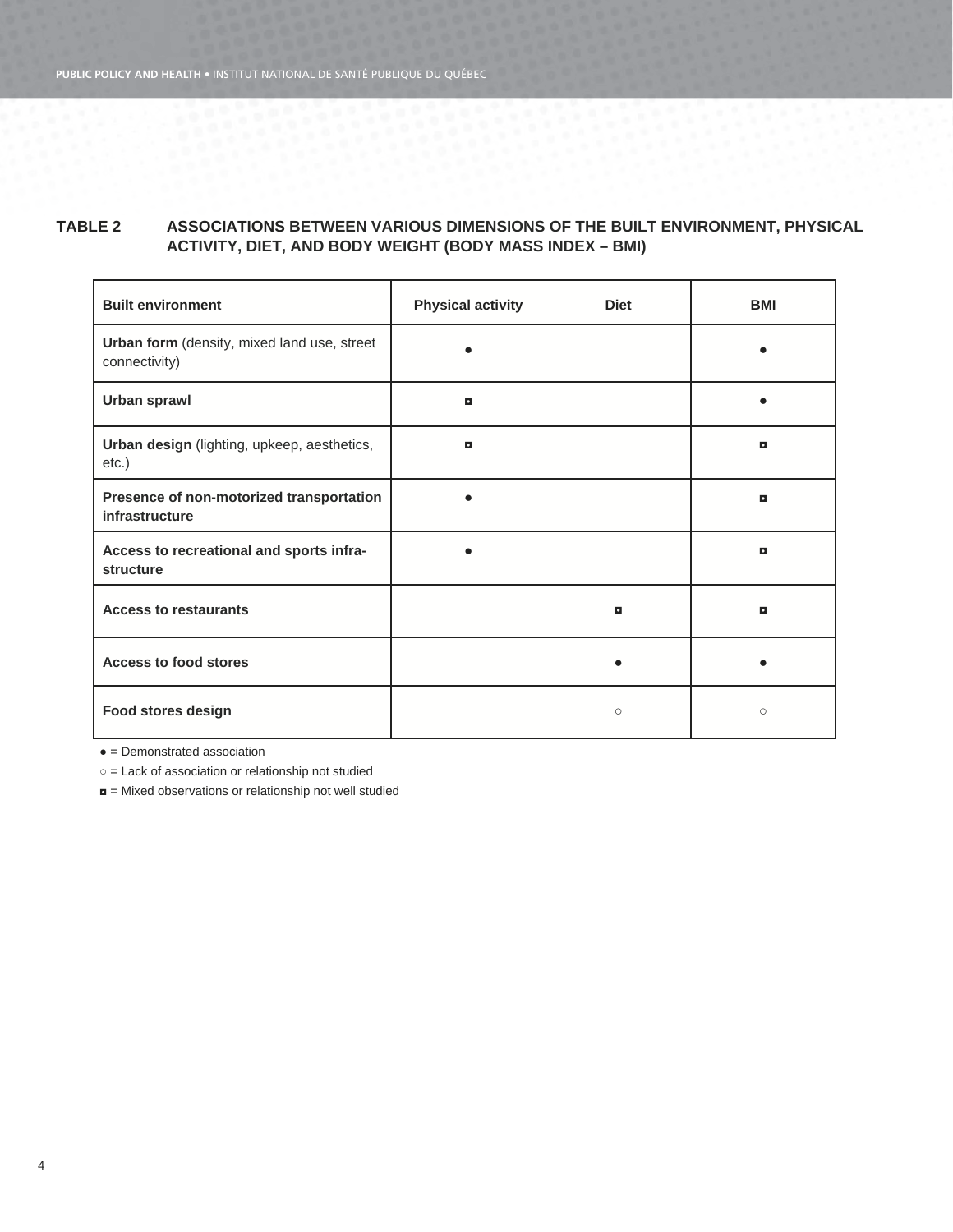**TABLE 2 ASSOCIATIONS BETWEEN VARIOUS DIMENSIONS OF THE BUILT ENVIRONMENT, PHYSICAL ACTIVITY, DIET, AND BODY WEIGHT (BODY MASS INDEX – BMI)**

| Built environment | Physical activity | Diet | BMI |
|---|---|---|---|
| **Urban form** (density, mixed land use, street connectivity) | ● | | ● |
| **Urban sprawl** | ◘ | | ● |
| **Urban design** (lighting, upkeep, aesthetics, etc.) | ◘ | | ◘ |
| **Presence of non-motorized transportation infrastructure** | ● | | ◘ |
| **Access to recreational and sports infra-structure** | ● | | ◘ |
| **Access to restaurants** | | ◘ | ◘ |
| **Access to food stores** | | ● | ● |
| **Food stores design** | | ○ | ○ |

● = Demonstrated association

○ = Lack of association or relationship not studied

◘ = Mixed observations or relationship not well studied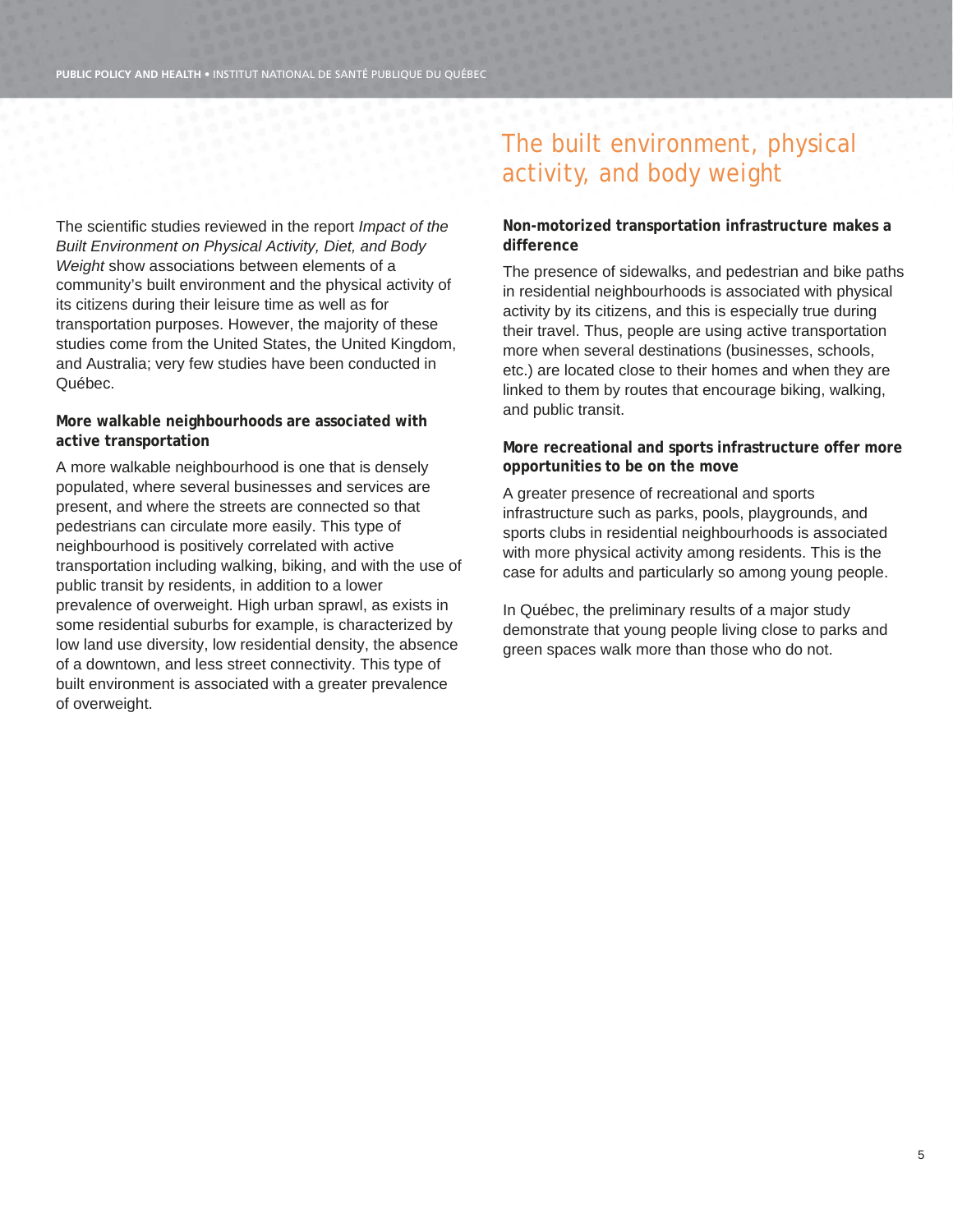# The built environment, physical activity, and body weight

The scientific studies reviewed in the report *Impact of the Built Environment on Physical Activity, Diet, and Body Weight* show associations between elements of a community's built environment and the physical activity of its citizens during their leisure time as well as for transportation purposes. However, the majority of these studies come from the United States, the United Kingdom, and Australia; very few studies have been conducted in Québec.

**More walkable neighbourhoods are associated with active transportation**

A more walkable neighbourhood is one that is densely populated, where several businesses and services are present, and where the streets are connected so that pedestrians can circulate more easily. This type of neighbourhood is positively correlated with active transportation including walking, biking, and with the use of public transit by residents, in addition to a lower prevalence of overweight. High urban sprawl, as exists in some residential suburbs for example, is characterized by low land use diversity, low residential density, the absence of a downtown, and less street connectivity. This type of built environment is associated with a greater prevalence of overweight.

**Non-motorized transportation infrastructure makes a difference**

The presence of sidewalks, and pedestrian and bike paths in residential neighbourhoods is associated with physical activity by its citizens, and this is especially true during their travel. Thus, people are using active transportation more when several destinations (businesses, schools, etc.) are located close to their homes and when they are linked to them by routes that encourage biking, walking, and public transit.

**More recreational and sports infrastructure offer more opportunities to be on the move**

A greater presence of recreational and sports infrastructure such as parks, pools, playgrounds, and sports clubs in residential neighbourhoods is associated with more physical activity among residents. This is the case for adults and particularly so among young people.

In Québec, the preliminary results of a major study demonstrate that young people living close to parks and green spaces walk more than those who do not.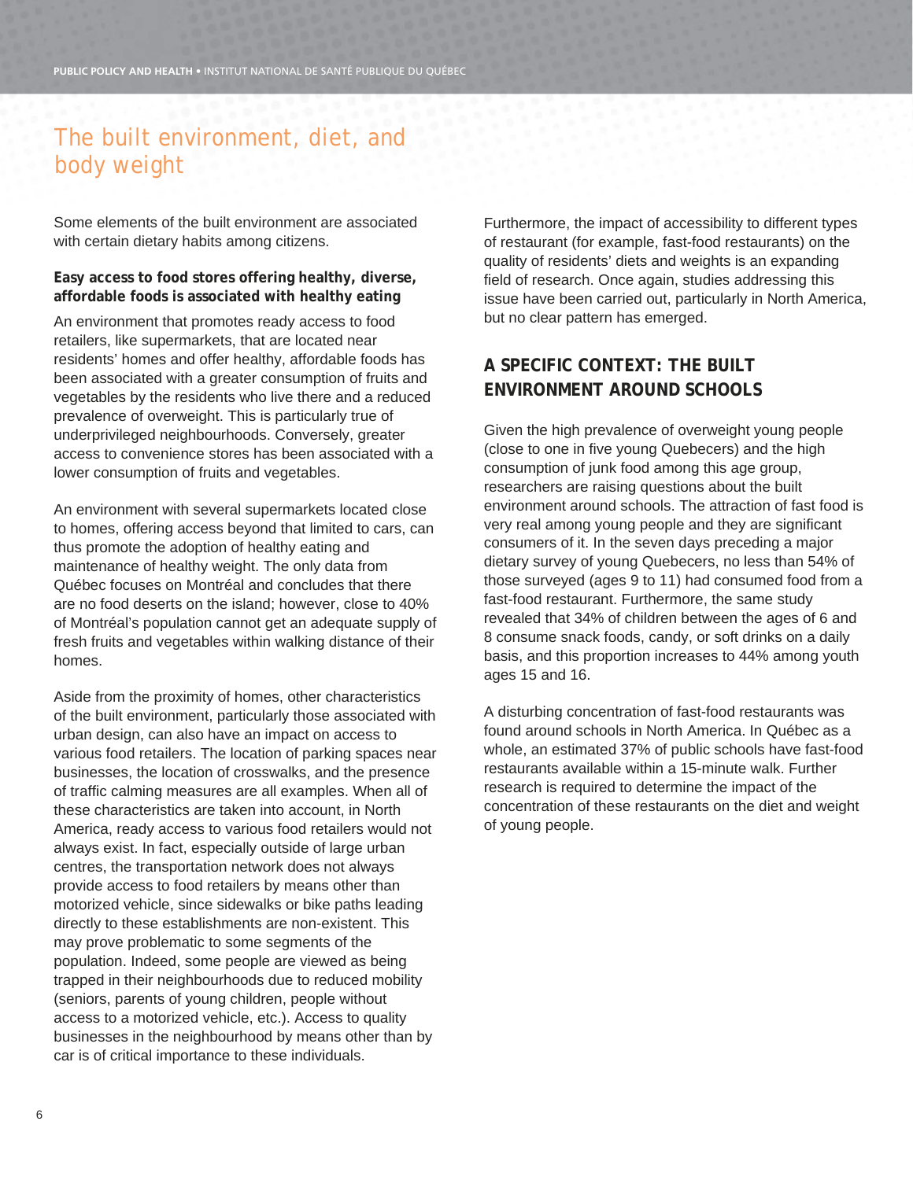## The built environment, diet, and body weight

Some elements of the built environment are associated with certain dietary habits among citizens.

**Easy access to food stores offering healthy, diverse, affordable foods is associated with healthy eating**

An environment that promotes ready access to food retailers, like supermarkets, that are located near residents' homes and offer healthy, affordable foods has been associated with a greater consumption of fruits and vegetables by the residents who live there and a reduced prevalence of overweight. This is particularly true of underprivileged neighbourhoods. Conversely, greater access to convenience stores has been associated with a lower consumption of fruits and vegetables.

An environment with several supermarkets located close to homes, offering access beyond that limited to cars, can thus promote the adoption of healthy eating and maintenance of healthy weight. The only data from Québec focuses on Montréal and concludes that there are no food deserts on the island; however, close to 40% of Montréal's population cannot get an adequate supply of fresh fruits and vegetables within walking distance of their homes.

Aside from the proximity of homes, other characteristics of the built environment, particularly those associated with urban design, can also have an impact on access to various food retailers. The location of parking spaces near businesses, the location of crosswalks, and the presence of traffic calming measures are all examples. When all of these characteristics are taken into account, in North America, ready access to various food retailers would not always exist. In fact, especially outside of large urban centres, the transportation network does not always provide access to food retailers by means other than motorized vehicle, since sidewalks or bike paths leading directly to these establishments are non-existent. This may prove problematic to some segments of the population. Indeed, some people are viewed as being trapped in their neighbourhoods due to reduced mobility (seniors, parents of young children, people without access to a motorized vehicle, etc.). Access to quality businesses in the neighbourhood by means other than by car is of critical importance to these individuals.

Furthermore, the impact of accessibility to different types of restaurant (for example, fast-food restaurants) on the quality of residents' diets and weights is an expanding field of research. Once again, studies addressing this issue have been carried out, particularly in North America, but no clear pattern has emerged.

### A SPECIFIC CONTEXT: THE BUILT ENVIRONMENT AROUND SCHOOLS

Given the high prevalence of overweight young people (close to one in five young Quebecers) and the high consumption of junk food among this age group, researchers are raising questions about the built environment around schools. The attraction of fast food is very real among young people and they are significant consumers of it. In the seven days preceding a major dietary survey of young Quebecers, no less than 54% of those surveyed (ages 9 to 11) had consumed food from a fast-food restaurant. Furthermore, the same study revealed that 34% of children between the ages of 6 and 8 consume snack foods, candy, or soft drinks on a daily basis, and this proportion increases to 44% among youth ages 15 and 16.

A disturbing concentration of fast-food restaurants was found around schools in North America. In Québec as a whole, an estimated 37% of public schools have fast-food restaurants available within a 15-minute walk. Further research is required to determine the impact of the concentration of these restaurants on the diet and weight of young people.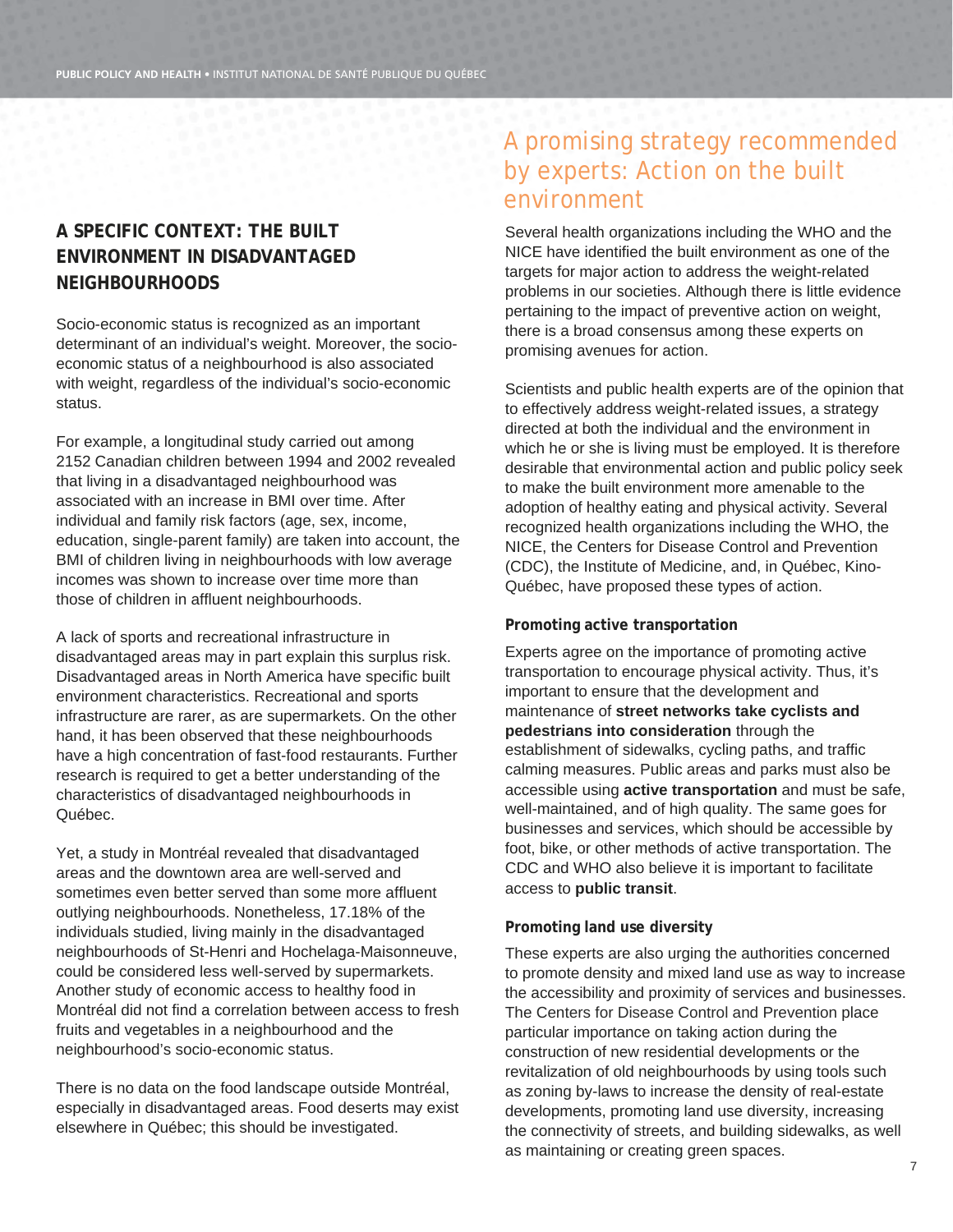## A SPECIFIC CONTEXT: THE BUILT ENVIRONMENT IN DISADVANTAGED NEIGHBOURHOODS

Socio-economic status is recognized as an important determinant of an individual's weight. Moreover, the socio-economic status of a neighbourhood is also associated with weight, regardless of the individual's socio-economic status.

For example, a longitudinal study carried out among 2152 Canadian children between 1994 and 2002 revealed that living in a disadvantaged neighbourhood was associated with an increase in BMI over time. After individual and family risk factors (age, sex, income, education, single-parent family) are taken into account, the BMI of children living in neighbourhoods with low average incomes was shown to increase over time more than those of children in affluent neighbourhoods.

A lack of sports and recreational infrastructure in disadvantaged areas may in part explain this surplus risk. Disadvantaged areas in North America have specific built environment characteristics. Recreational and sports infrastructure are rarer, as are supermarkets. On the other hand, it has been observed that these neighbourhoods have a high concentration of fast-food restaurants. Further research is required to get a better understanding of the characteristics of disadvantaged neighbourhoods in Québec.

Yet, a study in Montréal revealed that disadvantaged areas and the downtown area are well-served and sometimes even better served than some more affluent outlying neighbourhoods. Nonetheless, 17.18% of the individuals studied, living mainly in the disadvantaged neighbourhoods of St-Henri and Hochelaga-Maisonneuve, could be considered less well-served by supermarkets. Another study of economic access to healthy food in Montréal did not find a correlation between access to fresh fruits and vegetables in a neighbourhood and the neighbourhood's socio-economic status.

There is no data on the food landscape outside Montréal, especially in disadvantaged areas. Food deserts may exist elsewhere in Québec; this should be investigated.

## A promising strategy recommended by experts: Action on the built environment

Several health organizations including the WHO and the NICE have identified the built environment as one of the targets for major action to address the weight-related problems in our societies. Although there is little evidence pertaining to the impact of preventive action on weight, there is a broad consensus among these experts on promising avenues for action.

Scientists and public health experts are of the opinion that to effectively address weight-related issues, a strategy directed at both the individual and the environment in which he or she is living must be employed. It is therefore desirable that environmental action and public policy seek to make the built environment more amenable to the adoption of healthy eating and physical activity. Several recognized health organizations including the WHO, the NICE, the Centers for Disease Control and Prevention (CDC), the Institute of Medicine, and, in Québec, Kino-Québec, have proposed these types of action.

### Promoting active transportation

Experts agree on the importance of promoting active transportation to encourage physical activity. Thus, it's important to ensure that the development and maintenance of **street networks take cyclists and pedestrians into consideration** through the establishment of sidewalks, cycling paths, and traffic calming measures. Public areas and parks must also be accessible using **active transportation** and must be safe, well-maintained, and of high quality. The same goes for businesses and services, which should be accessible by foot, bike, or other methods of active transportation. The CDC and WHO also believe it is important to facilitate access to **public transit**.

### Promoting land use diversity

These experts are also urging the authorities concerned to promote density and mixed land use as way to increase the accessibility and proximity of services and businesses. The Centers for Disease Control and Prevention place particular importance on taking action during the construction of new residential developments or the revitalization of old neighbourhoods by using tools such as zoning by-laws to increase the density of real-estate developments, promoting land use diversity, increasing the connectivity of streets, and building sidewalks, as well as maintaining or creating green spaces.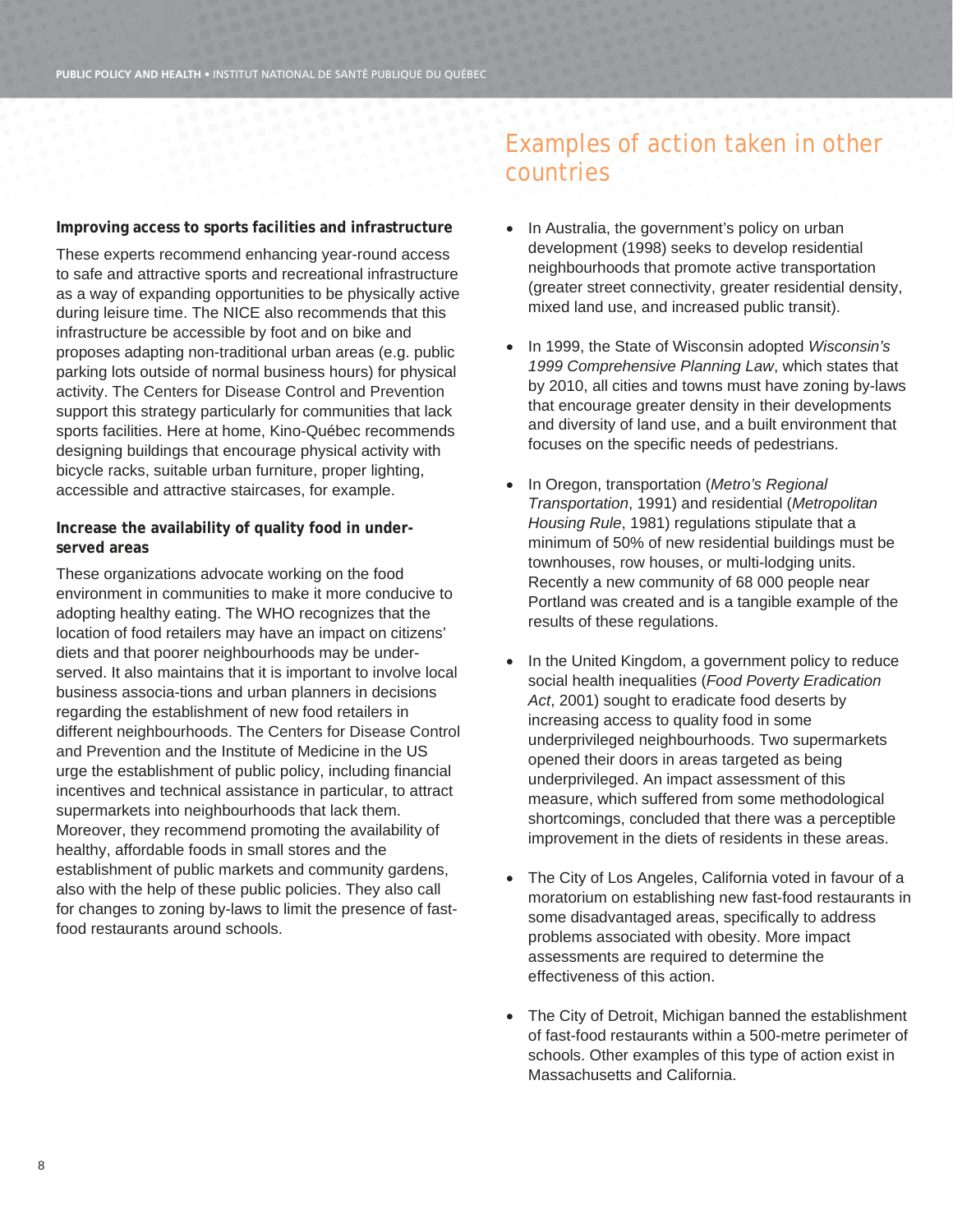### Improving access to sports facilities and infrastructure

These experts recommend enhancing year-round access to safe and attractive sports and recreational infrastructure as a way of expanding opportunities to be physically active during leisure time. The NICE also recommends that this infrastructure be accessible by foot and on bike and proposes adapting non-traditional urban areas (e.g. public parking lots outside of normal business hours) for physical activity. The Centers for Disease Control and Prevention support this strategy particularly for communities that lack sports facilities. Here at home, Kino-Québec recommends designing buildings that encourage physical activity with bicycle racks, suitable urban furniture, proper lighting, accessible and attractive staircases, for example.

### Increase the availability of quality food in under-served areas

These organizations advocate working on the food environment in communities to make it more conducive to adopting healthy eating. The WHO recognizes that the location of food retailers may have an impact on citizens' diets and that poorer neighbourhoods may be under-served. It also maintains that it is important to involve local business associa-tions and urban planners in decisions regarding the establishment of new food retailers in different neighbourhoods. The Centers for Disease Control and Prevention and the Institute of Medicine in the US urge the establishment of public policy, including financial incentives and technical assistance in particular, to attract supermarkets into neighbourhoods that lack them. Moreover, they recommend promoting the availability of healthy, affordable foods in small stores and the establishment of public markets and community gardens, also with the help of these public policies. They also call for changes to zoning by-laws to limit the presence of fast-food restaurants around schools.

## Examples of action taken in other countries

- In Australia, the government's policy on urban development (1998) seeks to develop residential neighbourhoods that promote active transportation (greater street connectivity, greater residential density, mixed land use, and increased public transit).
- In 1999, the State of Wisconsin adopted *Wisconsin's 1999 Comprehensive Planning Law*, which states that by 2010, all cities and towns must have zoning by-laws that encourage greater density in their developments and diversity of land use, and a built environment that focuses on the specific needs of pedestrians.
- In Oregon, transportation (*Metro's Regional Transportation*, 1991) and residential (*Metropolitan Housing Rule*, 1981) regulations stipulate that a minimum of 50% of new residential buildings must be townhouses, row houses, or multi-lodging units. Recently a new community of 68 000 people near Portland was created and is a tangible example of the results of these regulations.
- In the United Kingdom, a government policy to reduce social health inequalities (*Food Poverty Eradication Act*, 2001) sought to eradicate food deserts by increasing access to quality food in some underprivileged neighbourhoods. Two supermarkets opened their doors in areas targeted as being underprivileged. An impact assessment of this measure, which suffered from some methodological shortcomings, concluded that there was a perceptible improvement in the diets of residents in these areas.
- The City of Los Angeles, California voted in favour of a moratorium on establishing new fast-food restaurants in some disadvantaged areas, specifically to address problems associated with obesity. More impact assessments are required to determine the effectiveness of this action.
- The City of Detroit, Michigan banned the establishment of fast-food restaurants within a 500-metre perimeter of schools. Other examples of this type of action exist in Massachusetts and California.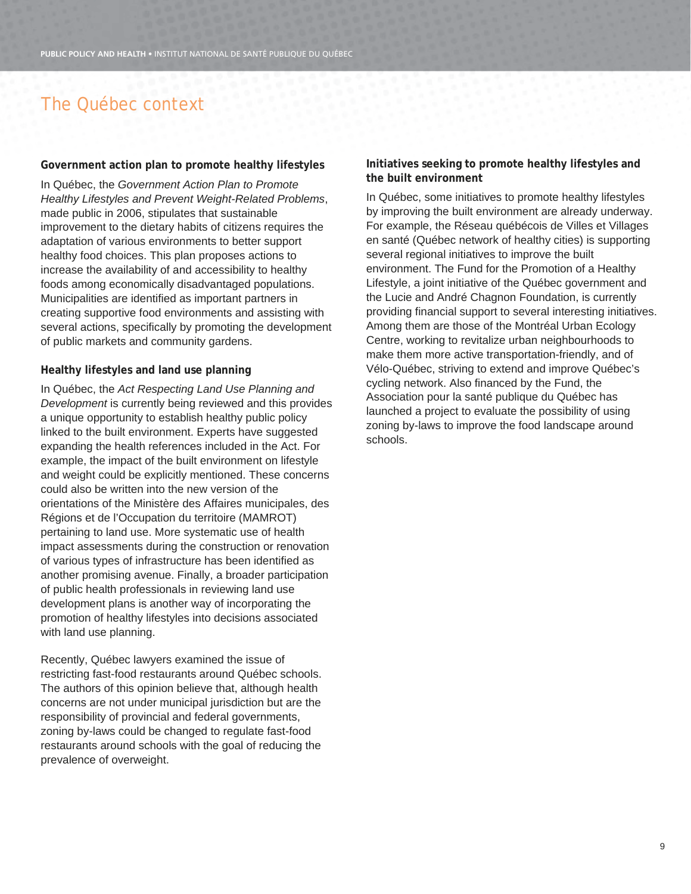# The Québec context

### Government action plan to promote healthy lifestyles

In Québec, the *Government Action Plan to Promote Healthy Lifestyles and Prevent Weight-Related Problems*, made public in 2006, stipulates that sustainable improvement to the dietary habits of citizens requires the adaptation of various environments to better support healthy food choices. This plan proposes actions to increase the availability of and accessibility to healthy foods among economically disadvantaged populations. Municipalities are identified as important partners in creating supportive food environments and assisting with several actions, specifically by promoting the development of public markets and community gardens.

### Healthy lifestyles and land use planning

In Québec, the *Act Respecting Land Use Planning and Development* is currently being reviewed and this provides a unique opportunity to establish healthy public policy linked to the built environment. Experts have suggested expanding the health references included in the Act. For example, the impact of the built environment on lifestyle and weight could be explicitly mentioned. These concerns could also be written into the new version of the orientations of the Ministère des Affaires municipales, des Régions et de l'Occupation du territoire (MAMROT) pertaining to land use. More systematic use of health impact assessments during the construction or renovation of various types of infrastructure has been identified as another promising avenue. Finally, a broader participation of public health professionals in reviewing land use development plans is another way of incorporating the promotion of healthy lifestyles into decisions associated with land use planning.

Recently, Québec lawyers examined the issue of restricting fast-food restaurants around Québec schools. The authors of this opinion believe that, although health concerns are not under municipal jurisdiction but are the responsibility of provincial and federal governments, zoning by-laws could be changed to regulate fast-food restaurants around schools with the goal of reducing the prevalence of overweight.

### Initiatives seeking to promote healthy lifestyles and the built environment

In Québec, some initiatives to promote healthy lifestyles by improving the built environment are already underway. For example, the Réseau québécois de Villes et Villages en santé (Québec network of healthy cities) is supporting several regional initiatives to improve the built environment. The Fund for the Promotion of a Healthy Lifestyle, a joint initiative of the Québec government and the Lucie and André Chagnon Foundation, is currently providing financial support to several interesting initiatives. Among them are those of the Montréal Urban Ecology Centre, working to revitalize urban neighbourhoods to make them more active transportation-friendly, and of Vélo-Québec, striving to extend and improve Québec's cycling network. Also financed by the Fund, the Association pour la santé publique du Québec has launched a project to evaluate the possibility of using zoning by-laws to improve the food landscape around schools.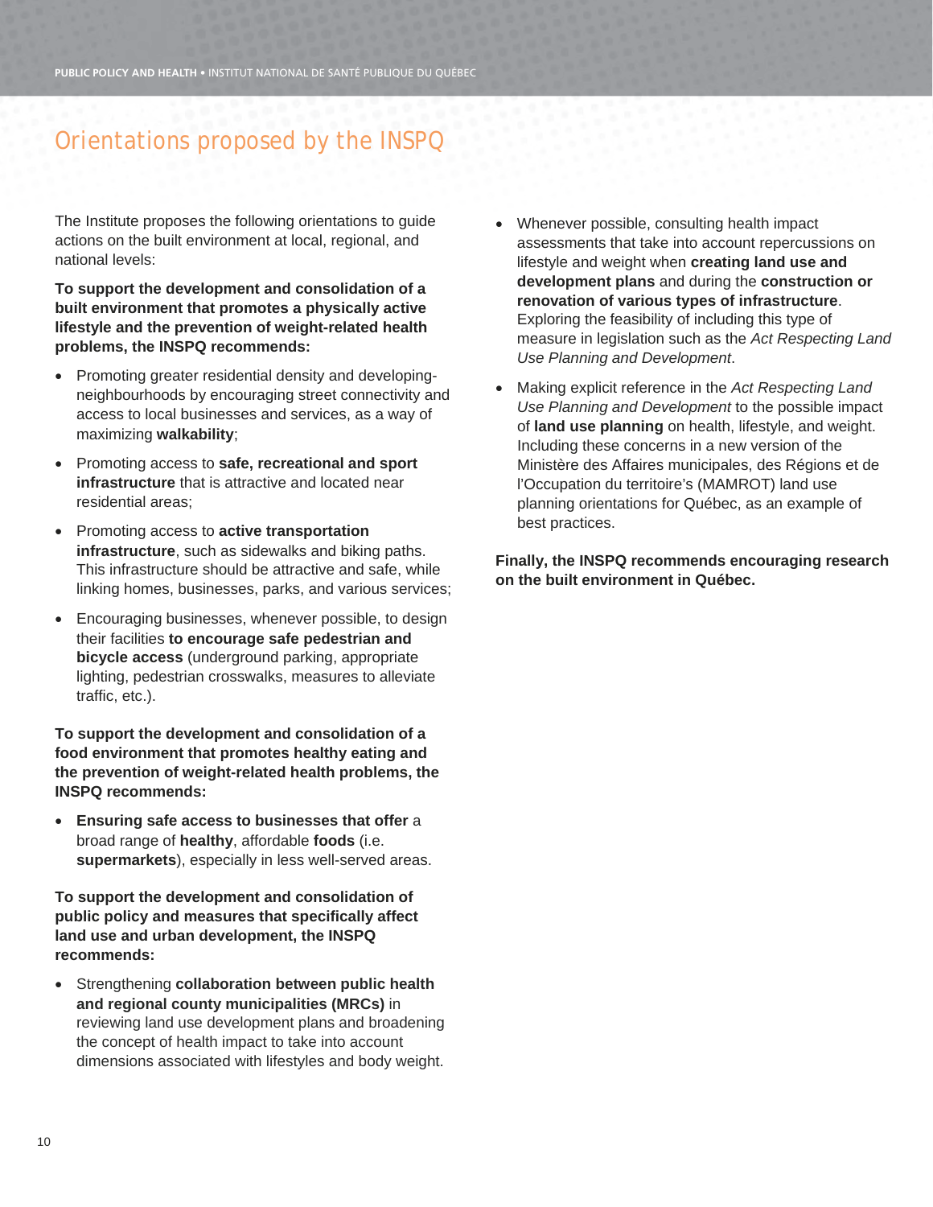## Orientations proposed by the INSPQ

The Institute proposes the following orientations to guide actions on the built environment at local, regional, and national levels:

**To support the development and consolidation of a built environment that promotes a physically active lifestyle and the prevention of weight-related health problems, the INSPQ recommends:**

- Promoting greater residential density and developing-neighbourhoods by encouraging street connectivity and access to local businesses and services, as a way of maximizing **walkability**;
- Promoting access to **safe, recreational and sport infrastructure** that is attractive and located near residential areas;
- Promoting access to **active transportation infrastructure**, such as sidewalks and biking paths. This infrastructure should be attractive and safe, while linking homes, businesses, parks, and various services;
- Encouraging businesses, whenever possible, to design their facilities **to encourage safe pedestrian and bicycle access** (underground parking, appropriate lighting, pedestrian crosswalks, measures to alleviate traffic, etc.).

**To support the development and consolidation of a food environment that promotes healthy eating and the prevention of weight-related health problems, the INSPQ recommends:**

- **Ensuring safe access to businesses that offer** a broad range of **healthy**, affordable **foods** (i.e. **supermarkets**), especially in less well-served areas.

**To support the development and consolidation of public policy and measures that specifically affect land use and urban development, the INSPQ recommends:**

- Strengthening **collaboration between public health and regional county municipalities (MRCs)** in reviewing land use development plans and broadening the concept of health impact to take into account dimensions associated with lifestyles and body weight.
- Whenever possible, consulting health impact assessments that take into account repercussions on lifestyle and weight when **creating land use and development plans** and during the **construction or renovation of various types of infrastructure**. Exploring the feasibility of including this type of measure in legislation such as the *Act Respecting Land Use Planning and Development*.
- Making explicit reference in the *Act Respecting Land Use Planning and Development* to the possible impact of **land use planning** on health, lifestyle, and weight. Including these concerns in a new version of the Ministère des Affaires municipales, des Régions et de l'Occupation du territoire's (MAMROT) land use planning orientations for Québec, as an example of best practices.

**Finally, the INSPQ recommends encouraging research on the built environment in Québec.**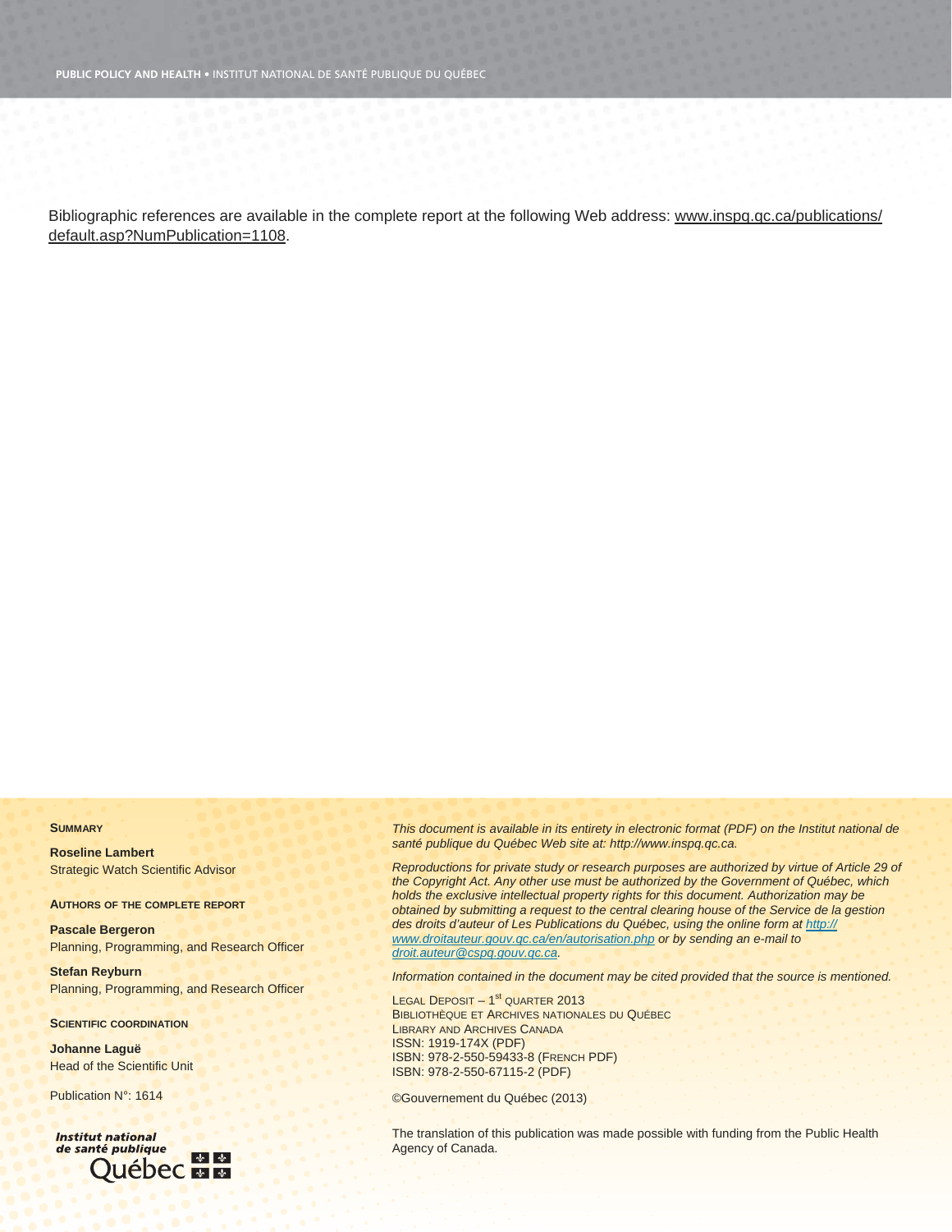Bibliographic references are available in the complete report at the following Web address: www.inspq.qc.ca/publications/default.asp?NumPublication=1108.

**SUMMARY**

**Roseline Lambert**
Strategic Watch Scientific Advisor

**AUTHORS OF THE COMPLETE REPORT**

**Pascale Bergeron**
Planning, Programming, and Research Officer

**Stefan Reyburn**
Planning, Programming, and Research Officer

**SCIENTIFIC COORDINATION**

**Johanne Laguë**
Head of the Scientific Unit

Publication N°: 1614

*This document is available in its entirety in electronic format (PDF) on the Institut national de santé publique du Québec Web site at: http://www.inspq.qc.ca.*

*Reproductions for private study or research purposes are authorized by virtue of Article 29 of the Copyright Act. Any other use must be authorized by the Government of Québec, which holds the exclusive intellectual property rights for this document. Authorization may be obtained by submitting a request to the central clearing house of the Service de la gestion des droits d'auteur of Les Publications du Québec, using the online form at http://www.droitauteur.gouv.qc.ca/en/autorisation.php or by sending an e-mail to droit.auteur@cspq.gouv.qc.ca.*

*Information contained in the document may be cited provided that the source is mentioned.*

LEGAL DEPOSIT – 1st QUARTER 2013
BIBLIOTHÈQUE ET ARCHIVES NATIONALES DU QUÉBEC
LIBRARY AND ARCHIVES CANADA
ISSN: 1919-174X (PDF)
ISBN: 978-2-550-59433-8 (FRENCH PDF)
ISBN: 978-2-550-67115-2 (PDF)

©Gouvernement du Québec (2013)

The translation of this publication was made possible with funding from the Public Health Agency of Canada.

Institut national de santé publique Québec